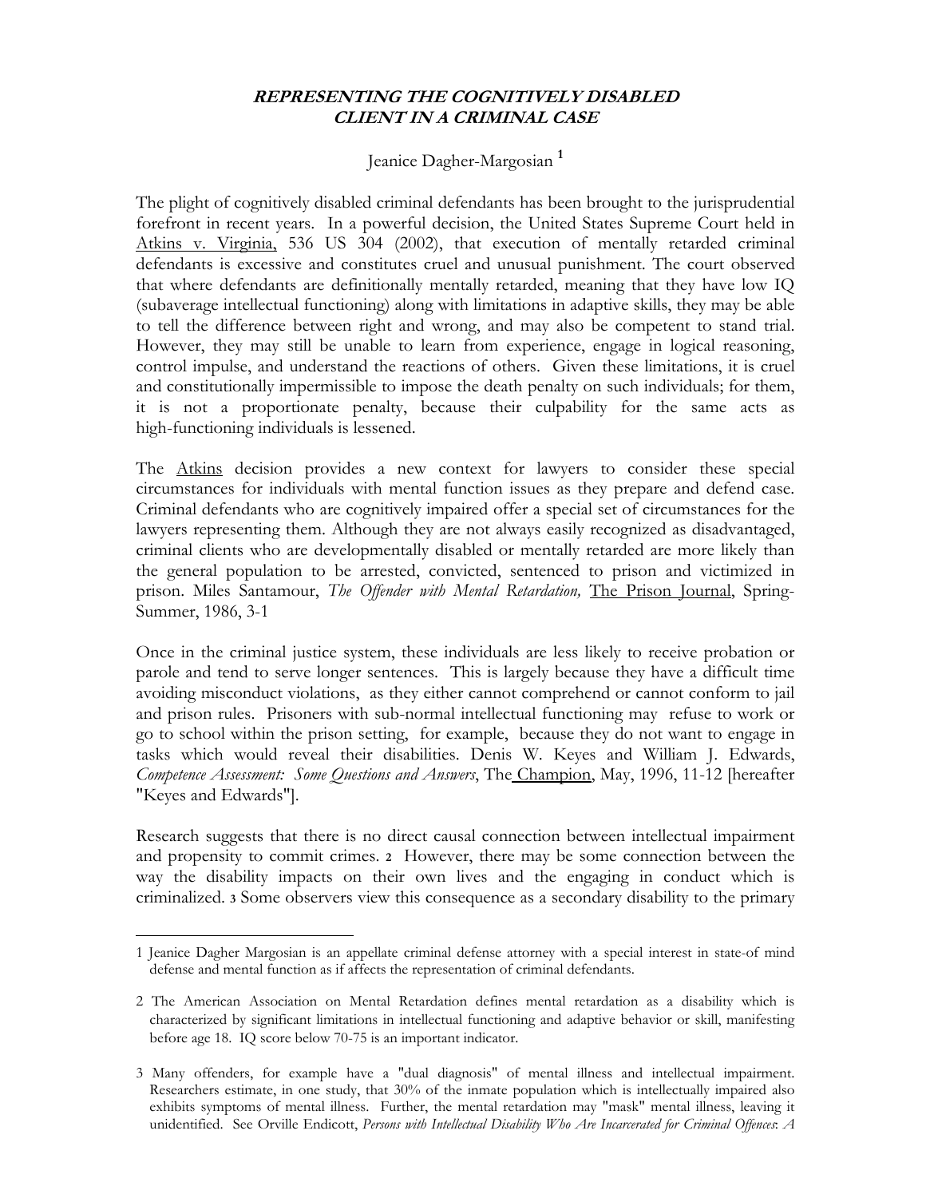## ***REPRESENTING THE COGNITIVELY DISABLED CLIENT IN A CRIMINAL CASE***

Jeanice Dagher-Margosian [1]

The plight of cognitively disabled criminal defendants has been brought to the jurisprudential forefront in recent years. In a powerful decision, the United States Supreme Court held in Atkins v. Virginia, 536 US 304 (2002), that execution of mentally retarded criminal defendants is excessive and constitutes cruel and unusual punishment. The court observed that where defendants are definitionally mentally retarded, meaning that they have low IQ (subaverage intellectual functioning) along with limitations in adaptive skills, they may be able to tell the difference between right and wrong, and may also be competent to stand trial. However, they may still be unable to learn from experience, engage in logical reasoning, control impulse, and understand the reactions of others. Given these limitations, it is cruel and constitutionally impermissible to impose the death penalty on such individuals; for them, it is not a proportionate penalty, because their culpability for the same acts as high-functioning individuals is lessened.

The Atkins decision provides a new context for lawyers to consider these special circumstances for individuals with mental function issues as they prepare and defend case. Criminal defendants who are cognitively impaired offer a special set of circumstances for the lawyers representing them. Although they are not always easily recognized as disadvantaged, criminal clients who are developmentally disabled or mentally retarded are more likely than the general population to be arrested, convicted, sentenced to prison and victimized in prison. Miles Santamour, *The Offender with Mental Retardation,* The Prison Journal, Spring-Summer, 1986, 3-1

Once in the criminal justice system, these individuals are less likely to receive probation or parole and tend to serve longer sentences. This is largely because they have a difficult time avoiding misconduct violations, as they either cannot comprehend or cannot conform to jail and prison rules. Prisoners with sub-normal intellectual functioning may refuse to work or go to school within the prison setting, for example, because they do not want to engage in tasks which would reveal their disabilities. Denis W. Keyes and William J. Edwards, *Competence Assessment: Some Questions and Answers*, The Champion, May, 1996, 11-12 [hereafter "Keyes and Edwards"].

Research suggests that there is no direct causal connection between intellectual impairment and propensity to commit crimes. [2] However, there may be some connection between the way the disability impacts on their own lives and the engaging in conduct which is criminalized. [3] Some observers view this consequence as a secondary disability to the primary

---

1 Jeanice Dagher Margosian is an appellate criminal defense attorney with a special interest in state-of mind defense and mental function as if affects the representation of criminal defendants.

2 The American Association on Mental Retardation defines mental retardation as a disability which is characterized by significant limitations in intellectual functioning and adaptive behavior or skill, manifesting before age 18. IQ score below 70-75 is an important indicator.

3 Many offenders, for example have a "dual diagnosis" of mental illness and intellectual impairment. Researchers estimate, in one study, that 30% of the inmate population which is intellectually impaired also exhibits symptoms of mental illness. Further, the mental retardation may "mask" mental illness, leaving it unidentified. See Orville Endicott, *Persons with Intellectual Disability Who Are Incarcerated for Criminal Offences: A*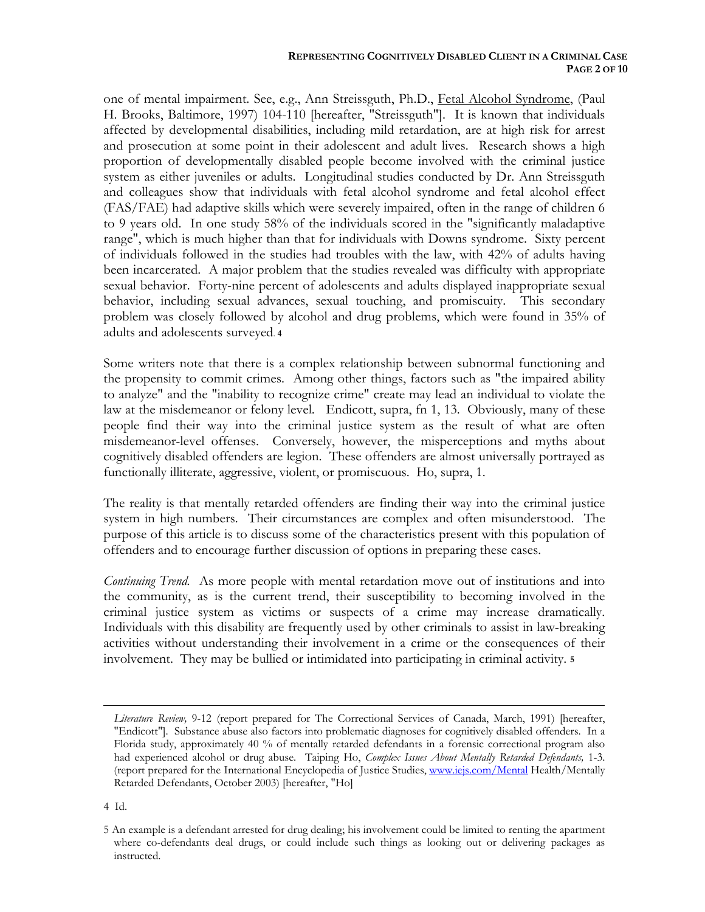one of mental impairment. See, e.g., Ann Streissguth, Ph.D., Fetal Alcohol Syndrome, (Paul H. Brooks, Baltimore, 1997) 104-110 [hereafter, "Streissguth"]. It is known that individuals affected by developmental disabilities, including mild retardation, are at high risk for arrest and prosecution at some point in their adolescent and adult lives. Research shows a high proportion of developmentally disabled people become involved with the criminal justice system as either juveniles or adults. Longitudinal studies conducted by Dr. Ann Streissguth and colleagues show that individuals with fetal alcohol syndrome and fetal alcohol effect (FAS/FAE) had adaptive skills which were severely impaired, often in the range of children 6 to 9 years old. In one study 58% of the individuals scored in the "significantly maladaptive range", which is much higher than that for individuals with Downs syndrome. Sixty percent of individuals followed in the studies had troubles with the law, with 42% of adults having been incarcerated. A major problem that the studies revealed was difficulty with appropriate sexual behavior. Forty-nine percent of adolescents and adults displayed inappropriate sexual behavior, including sexual advances, sexual touching, and promiscuity. This secondary problem was closely followed by alcohol and drug problems, which were found in 35% of adults and adolescents surveyed.[4]

Some writers note that there is a complex relationship between subnormal functioning and the propensity to commit crimes. Among other things, factors such as "the impaired ability to analyze" and the "inability to recognize crime" create may lead an individual to violate the law at the misdemeanor or felony level. Endicott, supra, fn 1, 13. Obviously, many of these people find their way into the criminal justice system as the result of what are often misdemeanor-level offenses. Conversely, however, the misperceptions and myths about cognitively disabled offenders are legion. These offenders are almost universally portrayed as functionally illiterate, aggressive, violent, or promiscuous. Ho, supra, 1.

The reality is that mentally retarded offenders are finding their way into the criminal justice system in high numbers. Their circumstances are complex and often misunderstood. The purpose of this article is to discuss some of the characteristics present with this population of offenders and to encourage further discussion of options in preparing these cases.

*Continuing Trend.* As more people with mental retardation move out of institutions and into the community, as is the current trend, their susceptibility to becoming involved in the criminal justice system as victims or suspects of a crime may increase dramatically. Individuals with this disability are frequently used by other criminals to assist in law-breaking activities without understanding their involvement in a crime or the consequences of their involvement. They may be bullied or intimidated into participating in criminal activity.[5]

---

*Literature Review,* 9-12 (report prepared for The Correctional Services of Canada, March, 1991) [hereafter, "Endicott"]. Substance abuse also factors into problematic diagnoses for cognitively disabled offenders. In a Florida study, approximately 40 % of mentally retarded defendants in a forensic correctional program also had experienced alcohol or drug abuse. Taiping Ho, *Complex Issues About Mentally Retarded Defendants,* 1-3. (report prepared for the International Encyclopedia of Justice Studies, www.iejs.com/Mental Health/Mentally Retarded Defendants, October 2003) [hereafter, "Ho]

4 Id.

5 An example is a defendant arrested for drug dealing; his involvement could be limited to renting the apartment where co-defendants deal drugs, or could include such things as looking out or delivering packages as instructed.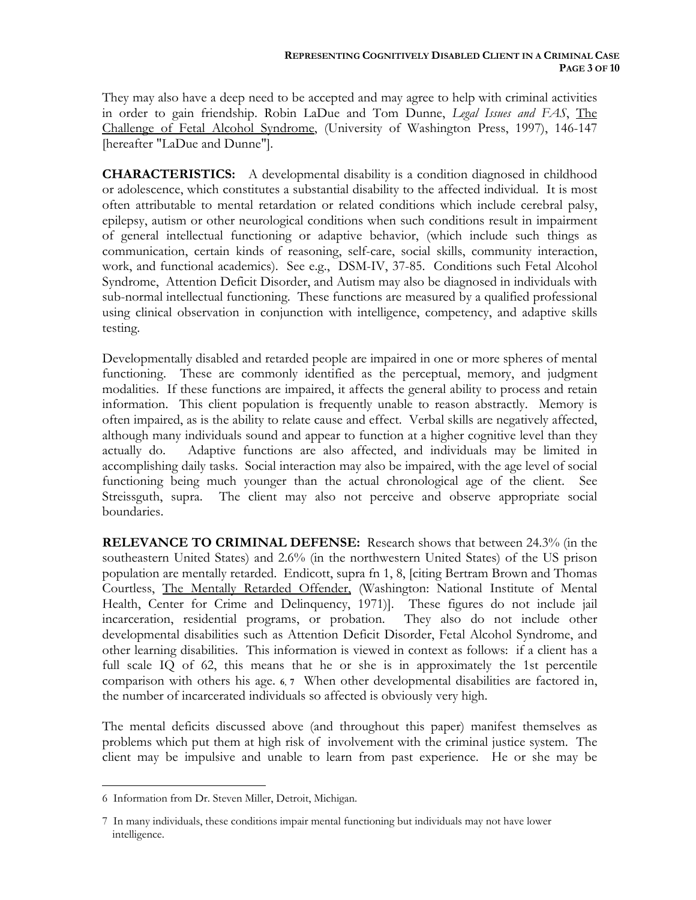They may also have a deep need to be accepted and may agree to help with criminal activities in order to gain friendship. Robin LaDue and Tom Dunne, *Legal Issues and FAS*, The Challenge of Fetal Alcohol Syndrome, (University of Washington Press, 1997), 146-147 [hereafter "LaDue and Dunne"].

**CHARACTERISTICS:** A developmental disability is a condition diagnosed in childhood or adolescence, which constitutes a substantial disability to the affected individual. It is most often attributable to mental retardation or related conditions which include cerebral palsy, epilepsy, autism or other neurological conditions when such conditions result in impairment of general intellectual functioning or adaptive behavior, (which include such things as communication, certain kinds of reasoning, self-care, social skills, community interaction, work, and functional academics). See e.g., DSM-IV, 37-85. Conditions such Fetal Alcohol Syndrome, Attention Deficit Disorder, and Autism may also be diagnosed in individuals with sub-normal intellectual functioning. These functions are measured by a qualified professional using clinical observation in conjunction with intelligence, competency, and adaptive skills testing.

Developmentally disabled and retarded people are impaired in one or more spheres of mental functioning. These are commonly identified as the perceptual, memory, and judgment modalities. If these functions are impaired, it affects the general ability to process and retain information. This client population is frequently unable to reason abstractly. Memory is often impaired, as is the ability to relate cause and effect. Verbal skills are negatively affected, although many individuals sound and appear to function at a higher cognitive level than they actually do. Adaptive functions are also affected, and individuals may be limited in accomplishing daily tasks. Social interaction may also be impaired, with the age level of social functioning being much younger than the actual chronological age of the client. See Streissguth, supra. The client may also not perceive and observe appropriate social boundaries.

**RELEVANCE TO CRIMINAL DEFENSE:** Research shows that between 24.3% (in the southeastern United States) and 2.6% (in the northwestern United States) of the US prison population are mentally retarded. Endicott, supra fn 1, 8, [citing Bertram Brown and Thomas Courtless, The Mentally Retarded Offender, (Washington: National Institute of Mental Health, Center for Crime and Delinquency, 1971)]. These figures do not include jail incarceration, residential programs, or probation. They also do not include other developmental disabilities such as Attention Deficit Disorder, Fetal Alcohol Syndrome, and other learning disabilities. This information is viewed in context as follows: if a client has a full scale IQ of 62, this means that he or she is in approximately the 1st percentile comparison with others his age. [6, 7] When other developmental disabilities are factored in, the number of incarcerated individuals so affected is obviously very high.

The mental deficits discussed above (and throughout this paper) manifest themselves as problems which put them at high risk of involvement with the criminal justice system. The client may be impulsive and unable to learn from past experience. He or she may be

---

6 Information from Dr. Steven Miller, Detroit, Michigan.

7 In many individuals, these conditions impair mental functioning but individuals may not have lower intelligence.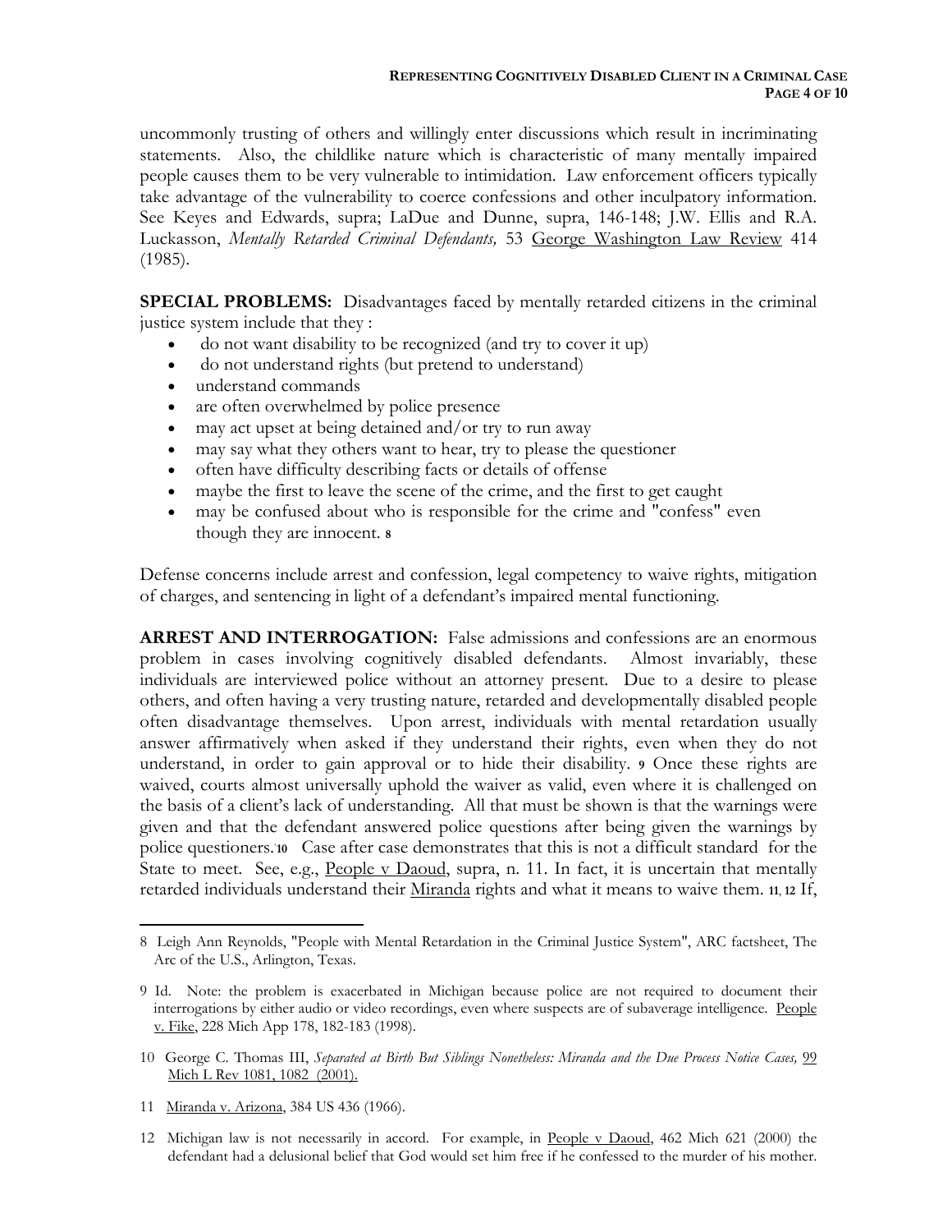uncommonly trusting of others and willingly enter discussions which result in incriminating statements. Also, the childlike nature which is characteristic of many mentally impaired people causes them to be very vulnerable to intimidation. Law enforcement officers typically take advantage of the vulnerability to coerce confessions and other inculpatory information. See Keyes and Edwards, supra; LaDue and Dunne, supra, 146-148; J.W. Ellis and R.A. Luckasson, *Mentally Retarded Criminal Defendants,* 53 George Washington Law Review 414 (1985).

**SPECIAL PROBLEMS:** Disadvantages faced by mentally retarded citizens in the criminal justice system include that they :

- do not want disability to be recognized (and try to cover it up)
- do not understand rights (but pretend to understand)
- understand commands
- are often overwhelmed by police presence
- may act upset at being detained and/or try to run away
- may say what they others want to hear, try to please the questioner
- often have difficulty describing facts or details of offense
- maybe the first to leave the scene of the crime, and the first to get caught
- may be confused about who is responsible for the crime and "confess" even though they are innocent. [8]

Defense concerns include arrest and confession, legal competency to waive rights, mitigation of charges, and sentencing in light of a defendant's impaired mental functioning.

**ARREST AND INTERROGATION:** False admissions and confessions are an enormous problem in cases involving cognitively disabled defendants. Almost invariably, these individuals are interviewed police without an attorney present. Due to a desire to please others, and often having a very trusting nature, retarded and developmentally disabled people often disadvantage themselves. Upon arrest, individuals with mental retardation usually answer affirmatively when asked if they understand their rights, even when they do not understand, in order to gain approval or to hide their disability. [9] Once these rights are waived, courts almost universally uphold the waiver as valid, even where it is challenged on the basis of a client's lack of understanding. All that must be shown is that the warnings were given and that the defendant answered police questions after being given the warnings by police questioners.[10] Case after case demonstrates that this is not a difficult standard for the State to meet. See, e.g., People v Daoud, supra, n. 11. In fact, it is uncertain that mentally retarded individuals understand their Miranda rights and what it means to waive them. [11, 12] If,

---

8 Leigh Ann Reynolds, "People with Mental Retardation in the Criminal Justice System", ARC factsheet, The Arc of the U.S., Arlington, Texas.

9 Id. Note: the problem is exacerbated in Michigan because police are not required to document their interrogations by either audio or video recordings, even where suspects are of subaverage intelligence. People v. Fike, 228 Mich App 178, 182-183 (1998).

10 George C. Thomas III, *Separated at Birth But Siblings Nonetheless: Miranda and the Due Process Notice Cases,* 99 Mich L Rev 1081, 1082 (2001).

11 Miranda v. Arizona, 384 US 436 (1966).

12 Michigan law is not necessarily in accord. For example, in People v Daoud, 462 Mich 621 (2000) the defendant had a delusional belief that God would set him free if he confessed to the murder of his mother.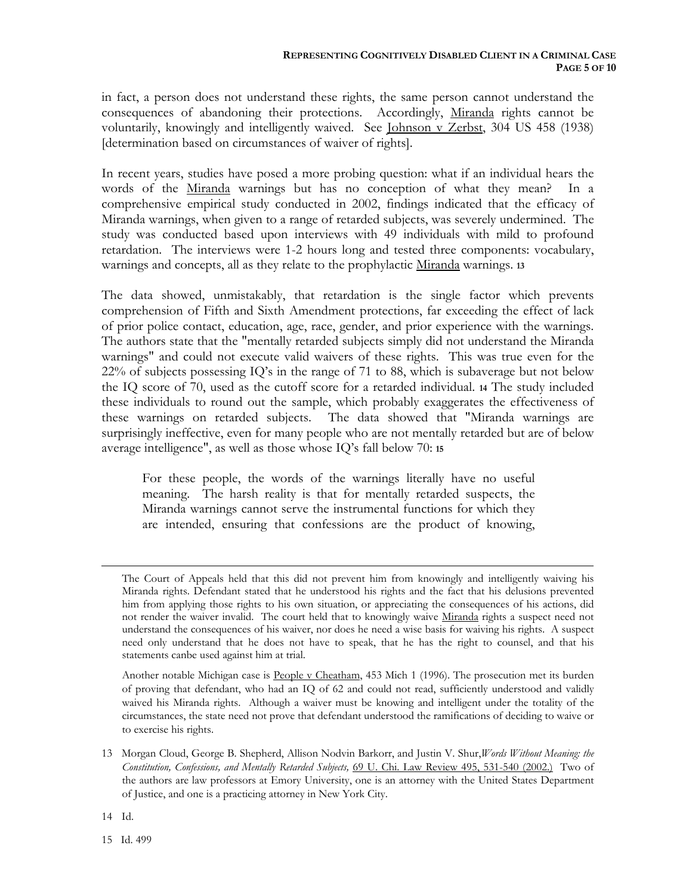in fact, a person does not understand these rights, the same person cannot understand the consequences of abandoning their protections. Accordingly, Miranda rights cannot be voluntarily, knowingly and intelligently waived. See Johnson v Zerbst, 304 US 458 (1938) [determination based on circumstances of waiver of rights].

In recent years, studies have posed a more probing question: what if an individual hears the words of the Miranda warnings but has no conception of what they mean? In a comprehensive empirical study conducted in 2002, findings indicated that the efficacy of Miranda warnings, when given to a range of retarded subjects, was severely undermined. The study was conducted based upon interviews with 49 individuals with mild to profound retardation. The interviews were 1-2 hours long and tested three components: vocabulary, warnings and concepts, all as they relate to the prophylactic Miranda warnings. [13]

The data showed, unmistakably, that retardation is the single factor which prevents comprehension of Fifth and Sixth Amendment protections, far exceeding the effect of lack of prior police contact, education, age, race, gender, and prior experience with the warnings. The authors state that the "mentally retarded subjects simply did not understand the Miranda warnings" and could not execute valid waivers of these rights. This was true even for the 22% of subjects possessing IQ's in the range of 71 to 88, which is subaverage but not below the IQ score of 70, used as the cutoff score for a retarded individual. [14] The study included these individuals to round out the sample, which probably exaggerates the effectiveness of these warnings on retarded subjects. The data showed that "Miranda warnings are surprisingly ineffective, even for many people who are not mentally retarded but are of below average intelligence", as well as those whose IQ's fall below 70: [15]

> For these people, the words of the warnings literally have no useful meaning. The harsh reality is that for mentally retarded suspects, the Miranda warnings cannot serve the instrumental functions for which they are intended, ensuring that confessions are the product of knowing,

---

The Court of Appeals held that this did not prevent him from knowingly and intelligently waiving his Miranda rights. Defendant stated that he understood his rights and the fact that his delusions prevented him from applying those rights to his own situation, or appreciating the consequences of his actions, did not render the waiver invalid. The court held that to knowingly waive Miranda rights a suspect need not understand the consequences of his waiver, nor does he need a wise basis for waiving his rights. A suspect need only understand that he does not have to speak, that he has the right to counsel, and that his statements canbe used against him at trial.

Another notable Michigan case is People v Cheatham, 453 Mich 1 (1996). The prosecution met its burden of proving that defendant, who had an IQ of 62 and could not read, sufficiently understood and validly waived his Miranda rights. Although a waiver must be knowing and intelligent under the totality of the circumstances, the state need not prove that defendant understood the ramifications of deciding to waive or to exercise his rights.

13 Morgan Cloud, George B. Shepherd, Allison Nodvin Barkorr, and Justin V. Shur, *Words Without Meaning: the Constitution, Confessions, and Mentally Retarded Subjects,* 69 U. Chi. Law Review 495, 531-540 (2002.) Two of the authors are law professors at Emory University, one is an attorney with the United States Department of Justice, and one is a practicing attorney in New York City.

14 Id.

15 Id. 499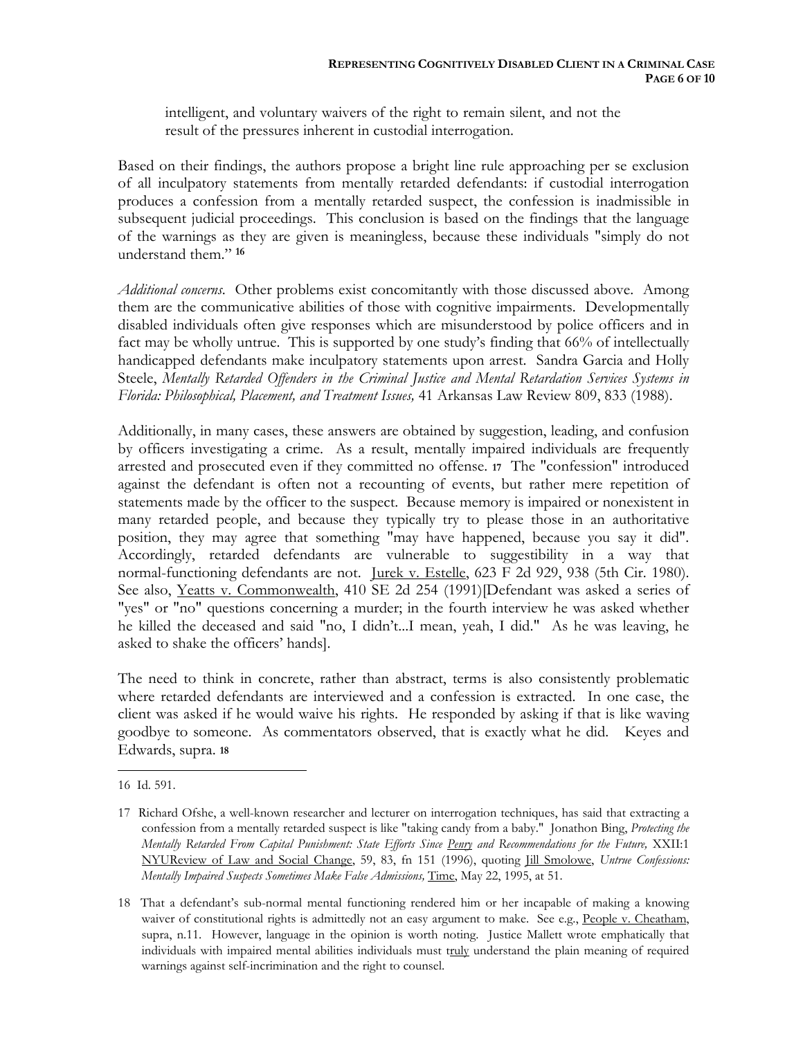intelligent, and voluntary waivers of the right to remain silent, and not the result of the pressures inherent in custodial interrogation.

Based on their findings, the authors propose a bright line rule approaching per se exclusion of all inculpatory statements from mentally retarded defendants: if custodial interrogation produces a confession from a mentally retarded suspect, the confession is inadmissible in subsequent judicial proceedings. This conclusion is based on the findings that the language of the warnings as they are given is meaningless, because these individuals "simply do not understand them." [16]

*Additional concerns*. Other problems exist concomitantly with those discussed above. Among them are the communicative abilities of those with cognitive impairments. Developmentally disabled individuals often give responses which are misunderstood by police officers and in fact may be wholly untrue. This is supported by one study's finding that 66% of intellectually handicapped defendants make inculpatory statements upon arrest. Sandra Garcia and Holly Steele, *Mentally Retarded Offenders in the Criminal Justice and Mental Retardation Services Systems in Florida: Philosophical, Placement, and Treatment Issues,* 41 Arkansas Law Review 809, 833 (1988).

Additionally, in many cases, these answers are obtained by suggestion, leading, and confusion by officers investigating a crime. As a result, mentally impaired individuals are frequently arrested and prosecuted even if they committed no offense. [17] The "confession" introduced against the defendant is often not a recounting of events, but rather mere repetition of statements made by the officer to the suspect. Because memory is impaired or nonexistent in many retarded people, and because they typically try to please those in an authoritative position, they may agree that something "may have happened, because you say it did". Accordingly, retarded defendants are vulnerable to suggestibility in a way that normal-functioning defendants are not. Jurek v. Estelle, 623 F 2d 929, 938 (5th Cir. 1980). See also, Yeatts v. Commonwealth, 410 SE 2d 254 (1991)[Defendant was asked a series of "yes" or "no" questions concerning a murder; in the fourth interview he was asked whether he killed the deceased and said "no, I didn't...I mean, yeah, I did." As he was leaving, he asked to shake the officers' hands].

The need to think in concrete, rather than abstract, terms is also consistently problematic where retarded defendants are interviewed and a confession is extracted. In one case, the client was asked if he would waive his rights. He responded by asking if that is like waving goodbye to someone. As commentators observed, that is exactly what he did. Keyes and Edwards, supra. [18]

---

16 Id. 591.

17 Richard Ofshe, a well-known researcher and lecturer on interrogation techniques, has said that extracting a confession from a mentally retarded suspect is like "taking candy from a baby." Jonathon Bing, *Protecting the Mentally Retarded From Capital Punishment: State Efforts Since Penry and Recommendations for the Future,* XXII:1 NYUReview of Law and Social Change, 59, 83, fn 151 (1996), quoting Jill Smolowe, *Untrue Confessions: Mentally Impaired Suspects Sometimes Make False Admissions,* Time, May 22, 1995, at 51.

18 That a defendant's sub-normal mental functioning rendered him or her incapable of making a knowing waiver of constitutional rights is admittedly not an easy argument to make. See e.g., People v. Cheatham, supra, n.11. However, language in the opinion is worth noting. Justice Mallett wrote emphatically that individuals with impaired mental abilities individuals must truly understand the plain meaning of required warnings against self-incrimination and the right to counsel.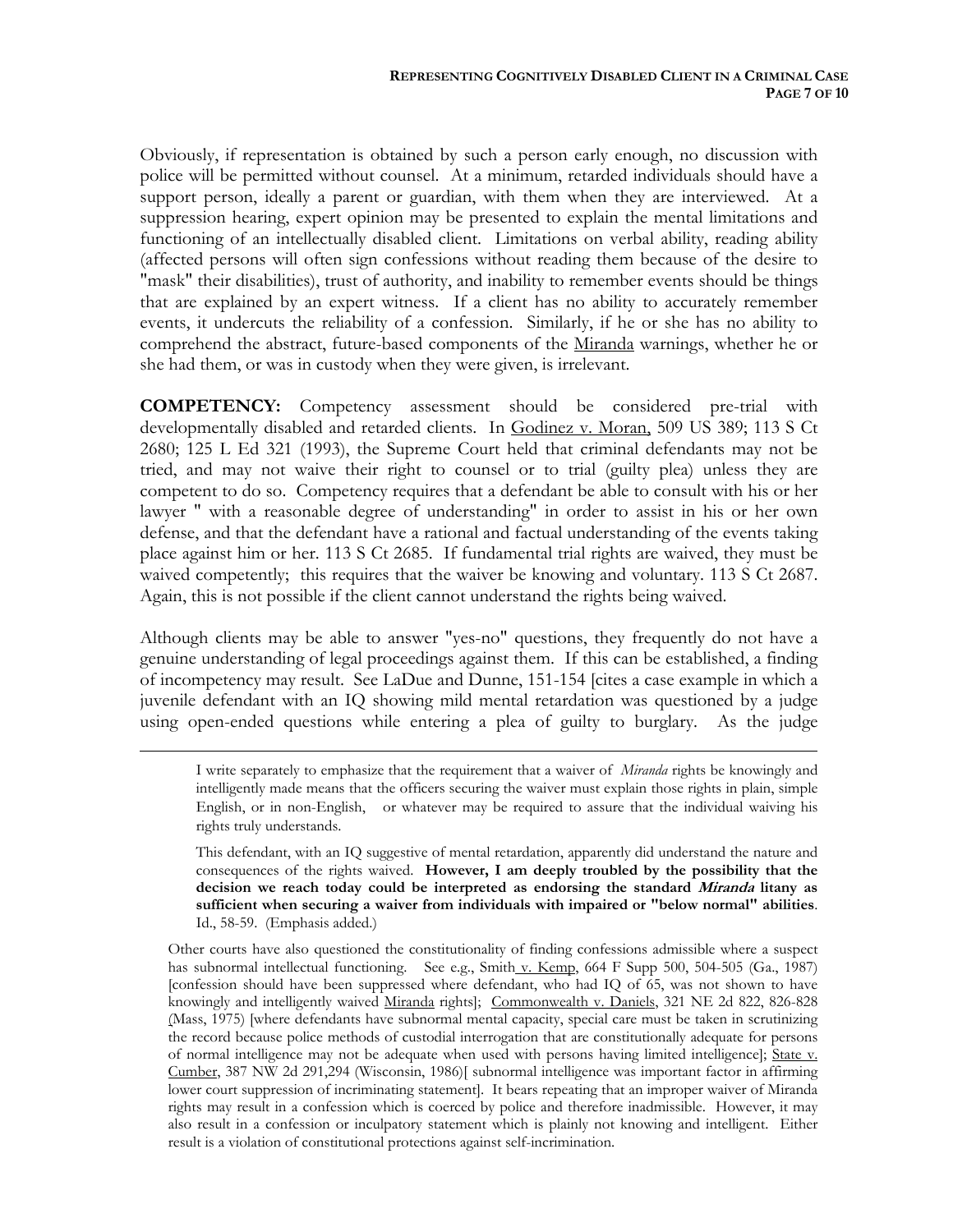Obviously, if representation is obtained by such a person early enough, no discussion with police will be permitted without counsel. At a minimum, retarded individuals should have a support person, ideally a parent or guardian, with them when they are interviewed. At a suppression hearing, expert opinion may be presented to explain the mental limitations and functioning of an intellectually disabled client. Limitations on verbal ability, reading ability (affected persons will often sign confessions without reading them because of the desire to "mask" their disabilities), trust of authority, and inability to remember events should be things that are explained by an expert witness. If a client has no ability to accurately remember events, it undercuts the reliability of a confession. Similarly, if he or she has no ability to comprehend the abstract, future-based components of the Miranda warnings, whether he or she had them, or was in custody when they were given, is irrelevant.

**COMPETENCY:** Competency assessment should be considered pre-trial with developmentally disabled and retarded clients. In Godinez v. Moran, 509 US 389; 113 S Ct 2680; 125 L Ed 321 (1993), the Supreme Court held that criminal defendants may not be tried, and may not waive their right to counsel or to trial (guilty plea) unless they are competent to do so. Competency requires that a defendant be able to consult with his or her lawyer " with a reasonable degree of understanding" in order to assist in his or her own defense, and that the defendant have a rational and factual understanding of the events taking place against him or her. 113 S Ct 2685. If fundamental trial rights are waived, they must be waived competently; this requires that the waiver be knowing and voluntary. 113 S Ct 2687. Again, this is not possible if the client cannot understand the rights being waived.

Although clients may be able to answer "yes-no" questions, they frequently do not have a genuine understanding of legal proceedings against them. If this can be established, a finding of incompetency may result. See LaDue and Dunne, 151-154 [cites a case example in which a juvenile defendant with an IQ showing mild mental retardation was questioned by a judge using open-ended questions while entering a plea of guilty to burglary. As the judge

---

> I write separately to emphasize that the requirement that a waiver of *Miranda* rights be knowingly and intelligently made means that the officers securing the waiver must explain those rights in plain, simple English, or in non-English, or whatever may be required to assure that the individual waiving his rights truly understands.
>
> This defendant, with an IQ suggestive of mental retardation, apparently did understand the nature and consequences of the rights waived. **However, I am deeply troubled by the possibility that the decision we reach today could be interpreted as endorsing the standard *Miranda* litany as sufficient when securing a waiver from individuals with impaired or "below normal" abilities**. Id., 58-59. (Emphasis added.)

Other courts have also questioned the constitutionality of finding confessions admissible where a suspect has subnormal intellectual functioning. See e.g., Smith v. Kemp, 664 F Supp 500, 504-505 (Ga., 1987) [confession should have been suppressed where defendant, who had IQ of 65, was not shown to have knowingly and intelligently waived Miranda rights]; Commonwealth v. Daniels, 321 NE 2d 822, 826-828 (Mass, 1975) [where defendants have subnormal mental capacity, special care must be taken in scrutinizing the record because police methods of custodial interrogation that are constitutionally adequate for persons of normal intelligence may not be adequate when used with persons having limited intelligence]; State v. Cumber, 387 NW 2d 291,294 (Wisconsin, 1986)[ subnormal intelligence was important factor in affirming lower court suppression of incriminating statement]. It bears repeating that an improper waiver of Miranda rights may result in a confession which is coerced by police and therefore inadmissible. However, it may also result in a confession or inculpatory statement which is plainly not knowing and intelligent. Either result is a violation of constitutional protections against self-incrimination.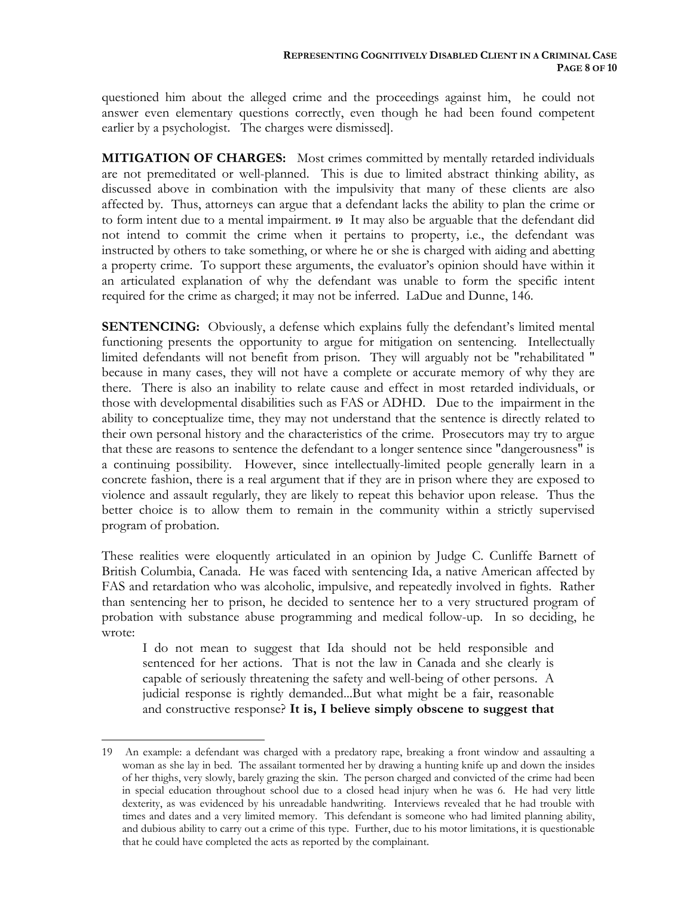questioned him about the alleged crime and the proceedings against him, he could not answer even elementary questions correctly, even though he had been found competent earlier by a psychologist. The charges were dismissed].

**MITIGATION OF CHARGES:** Most crimes committed by mentally retarded individuals are not premeditated or well-planned. This is due to limited abstract thinking ability, as discussed above in combination with the impulsivity that many of these clients are also affected by. Thus, attorneys can argue that a defendant lacks the ability to plan the crime or to form intent due to a mental impairment. [19] It may also be arguable that the defendant did not intend to commit the crime when it pertains to property, i.e., the defendant was instructed by others to take something, or where he or she is charged with aiding and abetting a property crime. To support these arguments, the evaluator's opinion should have within it an articulated explanation of why the defendant was unable to form the specific intent required for the crime as charged; it may not be inferred. LaDue and Dunne, 146.

**SENTENCING:** Obviously, a defense which explains fully the defendant's limited mental functioning presents the opportunity to argue for mitigation on sentencing. Intellectually limited defendants will not benefit from prison. They will arguably not be "rehabilitated " because in many cases, they will not have a complete or accurate memory of why they are there. There is also an inability to relate cause and effect in most retarded individuals, or those with developmental disabilities such as FAS or ADHD. Due to the impairment in the ability to conceptualize time, they may not understand that the sentence is directly related to their own personal history and the characteristics of the crime. Prosecutors may try to argue that these are reasons to sentence the defendant to a longer sentence since "dangerousness" is a continuing possibility. However, since intellectually-limited people generally learn in a concrete fashion, there is a real argument that if they are in prison where they are exposed to violence and assault regularly, they are likely to repeat this behavior upon release. Thus the better choice is to allow them to remain in the community within a strictly supervised program of probation.

These realities were eloquently articulated in an opinion by Judge C. Cunliffe Barnett of British Columbia, Canada. He was faced with sentencing Ida, a native American affected by FAS and retardation who was alcoholic, impulsive, and repeatedly involved in fights. Rather than sentencing her to prison, he decided to sentence her to a very structured program of probation with substance abuse programming and medical follow-up. In so deciding, he wrote:

> I do not mean to suggest that Ida should not be held responsible and sentenced for her actions. That is not the law in Canada and she clearly is capable of seriously threatening the safety and well-being of other persons. A judicial response is rightly demanded...But what might be a fair, reasonable and constructive response? **It is, I believe simply obscene to suggest that**

---

19 An example: a defendant was charged with a predatory rape, breaking a front window and assaulting a woman as she lay in bed. The assailant tormented her by drawing a hunting knife up and down the insides of her thighs, very slowly, barely grazing the skin. The person charged and convicted of the crime had been in special education throughout school due to a closed head injury when he was 6. He had very little dexterity, as was evidenced by his unreadable handwriting. Interviews revealed that he had trouble with times and dates and a very limited memory. This defendant is someone who had limited planning ability, and dubious ability to carry out a crime of this type. Further, due to his motor limitations, it is questionable that he could have completed the acts as reported by the complainant.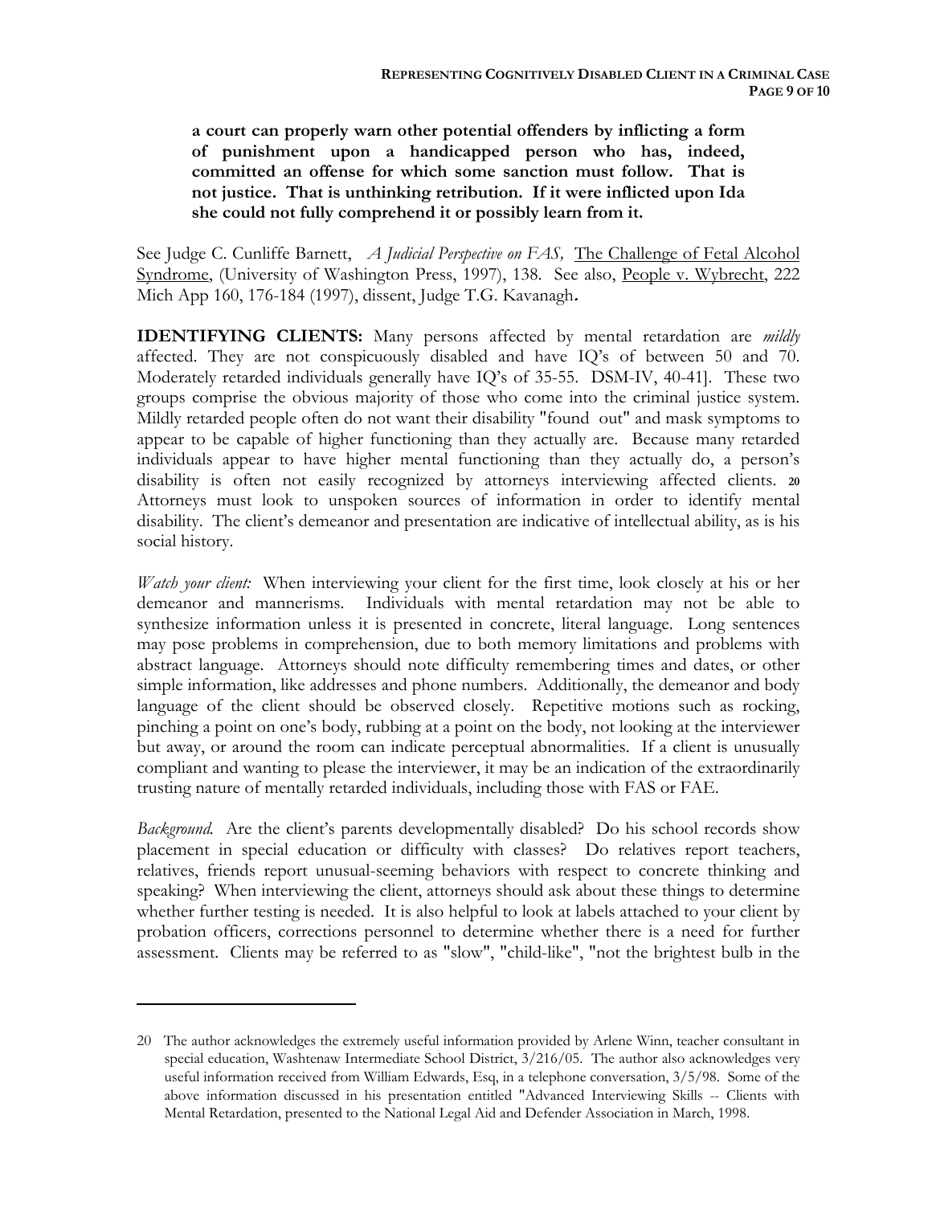**a court can properly warn other potential offenders by inflicting a form of punishment upon a handicapped person who has, indeed, committed an offense for which some sanction must follow. That is not justice. That is unthinking retribution. If it were inflicted upon Ida she could not fully comprehend it or possibly learn from it.**

See Judge C. Cunliffe Barnett, *A Judicial Perspective on FAS,* The Challenge of Fetal Alcohol Syndrome, (University of Washington Press, 1997), 138. See also, People v. Wybrecht, 222 Mich App 160, 176-184 (1997), dissent, Judge T.G. Kavanagh*.*

**IDENTIFYING CLIENTS:** Many persons affected by mental retardation are *mildly* affected. They are not conspicuously disabled and have IQ's of between 50 and 70. Moderately retarded individuals generally have IQ's of 35-55. DSM-IV, 40-41]. These two groups comprise the obvious majority of those who come into the criminal justice system. Mildly retarded people often do not want their disability "found out" and mask symptoms to appear to be capable of higher functioning than they actually are. Because many retarded individuals appear to have higher mental functioning than they actually do, a person's disability is often not easily recognized by attorneys interviewing affected clients. [20] Attorneys must look to unspoken sources of information in order to identify mental disability. The client's demeanor and presentation are indicative of intellectual ability, as is his social history.

*Watch your client:* When interviewing your client for the first time, look closely at his or her demeanor and mannerisms. Individuals with mental retardation may not be able to synthesize information unless it is presented in concrete, literal language. Long sentences may pose problems in comprehension, due to both memory limitations and problems with abstract language. Attorneys should note difficulty remembering times and dates, or other simple information, like addresses and phone numbers. Additionally, the demeanor and body language of the client should be observed closely. Repetitive motions such as rocking, pinching a point on one's body, rubbing at a point on the body, not looking at the interviewer but away, or around the room can indicate perceptual abnormalities. If a client is unusually compliant and wanting to please the interviewer, it may be an indication of the extraordinarily trusting nature of mentally retarded individuals, including those with FAS or FAE.

*Background.* Are the client's parents developmentally disabled? Do his school records show placement in special education or difficulty with classes? Do relatives report teachers, relatives, friends report unusual-seeming behaviors with respect to concrete thinking and speaking? When interviewing the client, attorneys should ask about these things to determine whether further testing is needed. It is also helpful to look at labels attached to your client by probation officers, corrections personnel to determine whether there is a need for further assessment. Clients may be referred to as "slow", "child-like", "not the brightest bulb in the

---

20 The author acknowledges the extremely useful information provided by Arlene Winn, teacher consultant in special education, Washtenaw Intermediate School District, 3/216/05. The author also acknowledges very useful information received from William Edwards, Esq, in a telephone conversation, 3/5/98. Some of the above information discussed in his presentation entitled "Advanced Interviewing Skills -- Clients with Mental Retardation, presented to the National Legal Aid and Defender Association in March, 1998.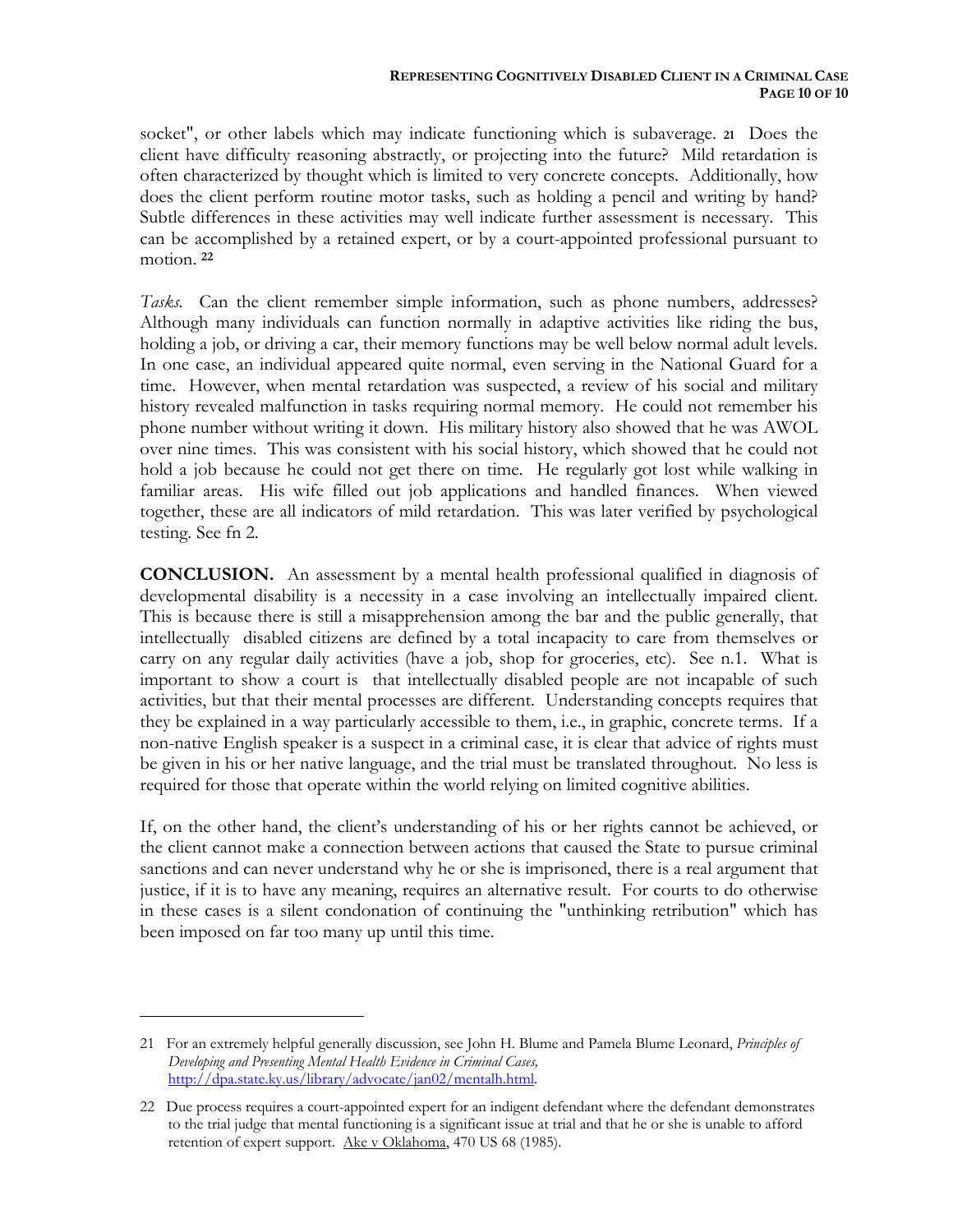socket", or other labels which may indicate functioning which is subaverage. [21] Does the client have difficulty reasoning abstractly, or projecting into the future? Mild retardation is often characterized by thought which is limited to very concrete concepts. Additionally, how does the client perform routine motor tasks, such as holding a pencil and writing by hand? Subtle differences in these activities may well indicate further assessment is necessary. This can be accomplished by a retained expert, or by a court-appointed professional pursuant to motion. [22]

*Tasks.* Can the client remember simple information, such as phone numbers, addresses? Although many individuals can function normally in adaptive activities like riding the bus, holding a job, or driving a car, their memory functions may be well below normal adult levels. In one case, an individual appeared quite normal, even serving in the National Guard for a time. However, when mental retardation was suspected, a review of his social and military history revealed malfunction in tasks requiring normal memory. He could not remember his phone number without writing it down. His military history also showed that he was AWOL over nine times. This was consistent with his social history, which showed that he could not hold a job because he could not get there on time. He regularly got lost while walking in familiar areas. His wife filled out job applications and handled finances. When viewed together, these are all indicators of mild retardation. This was later verified by psychological testing. See fn 2.

**CONCLUSION.** An assessment by a mental health professional qualified in diagnosis of developmental disability is a necessity in a case involving an intellectually impaired client. This is because there is still a misapprehension among the bar and the public generally, that intellectually disabled citizens are defined by a total incapacity to care from themselves or carry on any regular daily activities (have a job, shop for groceries, etc). See n.1. What is important to show a court is that intellectually disabled people are not incapable of such activities, but that their mental processes are different. Understanding concepts requires that they be explained in a way particularly accessible to them, i.e., in graphic, concrete terms. If a non-native English speaker is a suspect in a criminal case, it is clear that advice of rights must be given in his or her native language, and the trial must be translated throughout. No less is required for those that operate within the world relying on limited cognitive abilities.

If, on the other hand, the client's understanding of his or her rights cannot be achieved, or the client cannot make a connection between actions that caused the State to pursue criminal sanctions and can never understand why he or she is imprisoned, there is a real argument that justice, if it is to have any meaning, requires an alternative result. For courts to do otherwise in these cases is a silent condonation of continuing the "unthinking retribution" which has been imposed on far too many up until this time.

---

21 For an extremely helpful generally discussion, see John H. Blume and Pamela Blume Leonard, *Principles of Developing and Presenting Mental Health Evidence in Criminal Cases,* http://dpa.state.ky.us/library/advocate/jan02/mentalh.html.

22 Due process requires a court-appointed expert for an indigent defendant where the defendant demonstrates to the trial judge that mental functioning is a significant issue at trial and that he or she is unable to afford retention of expert support. Ake v Oklahoma, 470 US 68 (1985).